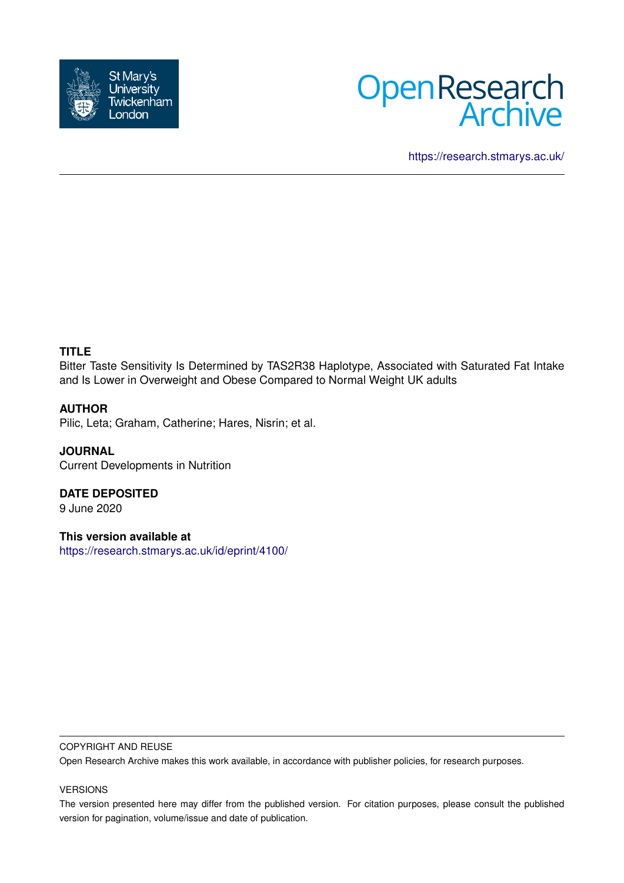St Mary's University Twickenham London

Open Research Archive

https://research.stmarys.ac.uk/

**TITLE**

Bitter Taste Sensitivity Is Determined by TAS2R38 Haplotype, Associated with Saturated Fat Intake and Is Lower in Overweight and Obese Compared to Normal Weight UK adults

**AUTHOR**

Pilic, Leta; Graham, Catherine; Hares, Nisrin; et al.

**JOURNAL**

Current Developments in Nutrition

**DATE DEPOSITED**

9 June 2020

**This version available at**

https://research.stmarys.ac.uk/id/eprint/4100/

COPYRIGHT AND REUSE

Open Research Archive makes this work available, in accordance with publisher policies, for research purposes.

VERSIONS

The version presented here may differ from the published version. For citation purposes, please consult the published version for pagination, volume/issue and date of publication.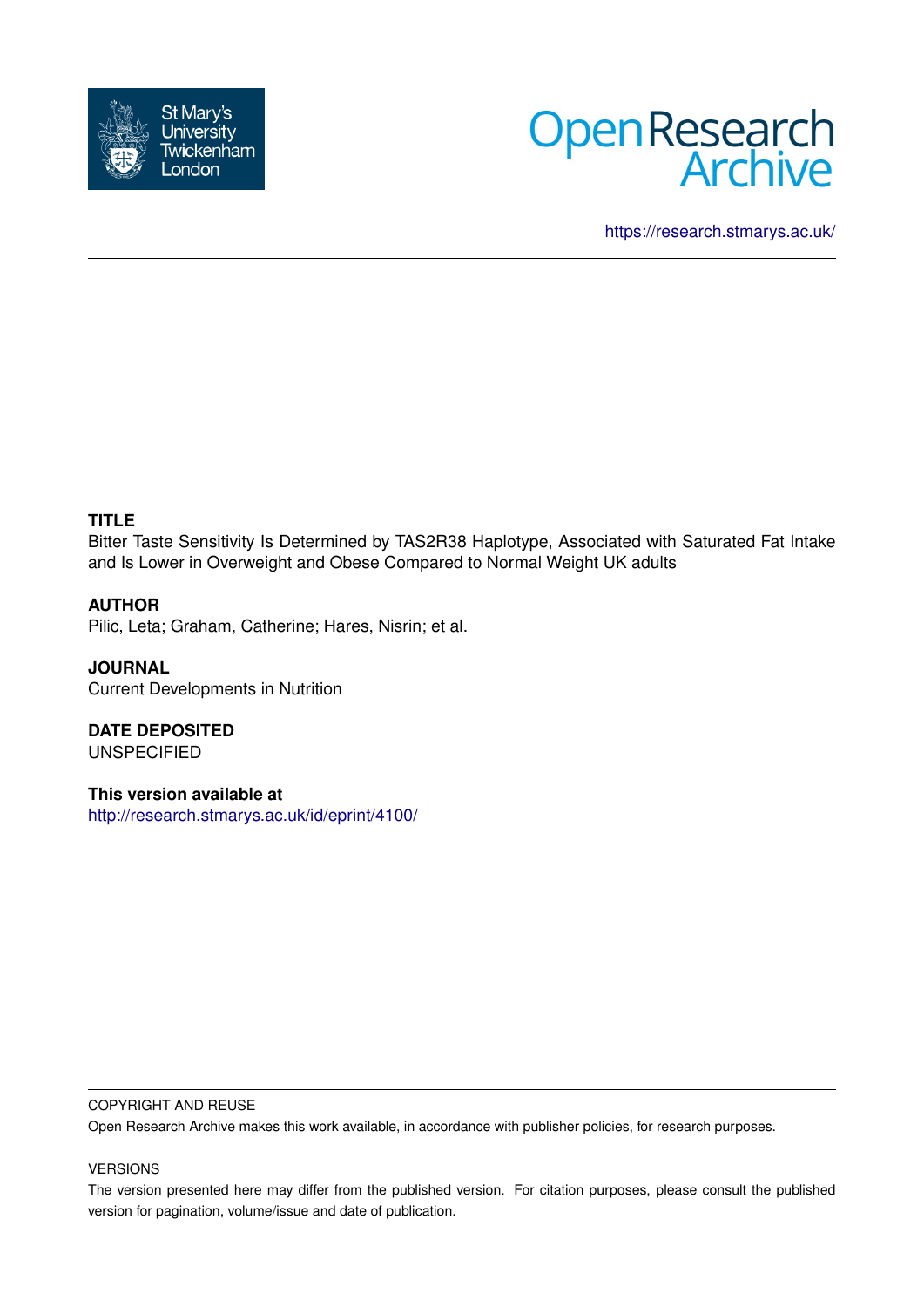**TITLE**
Bitter Taste Sensitivity Is Determined by TAS2R38 Haplotype, Associated with Saturated Fat Intake and Is Lower in Overweight and Obese Compared to Normal Weight UK adults

**AUTHOR**
Pilic, Leta; Graham, Catherine; Hares, Nisrin; et al.

**JOURNAL**
Current Developments in Nutrition

**DATE DEPOSITED**
UNSPECIFIED

**This version available at**
http://research.stmarys.ac.uk/id/eprint/4100/

COPYRIGHT AND REUSE

Open Research Archive makes this work available, in accordance with publisher policies, for research purposes.

VERSIONS

The version presented here may differ from the published version. For citation purposes, please consult the published version for pagination, volume/issue and date of publication.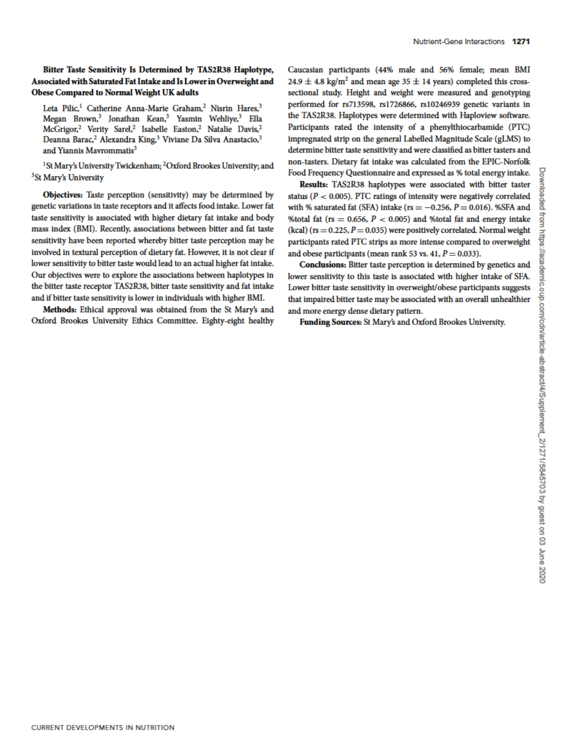**Bitter Taste Sensitivity Is Determined by TAS2R38 Haplotype, Associated with Saturated Fat Intake and Is Lower in Overweight and Obese Compared to Normal Weight UK adults**

Leta Pilic,[1] Catherine Anna-Marie Graham,[2] Nisrin Hares,[3] Megan Brown,[3] Jonathan Kean,[3] Yasmin Wehliye,[3] Ella McGrigor,[2] Verity Sarel,[2] Isabelle Easton,[2] Natalie Davis,[2] Deanna Barac,[2] Alexandra King,[3] Viviane Da Silva Anastacio,[3] and Yiannis Mavrommatis[3]

[1]St Mary's University Twickenham; [2]Oxford Brookes University; and [3]St Mary's University

**Objectives:** Taste perception (sensitivity) may be determined by genetic variations in taste receptors and it affects food intake. Lower fat taste sensitivity is associated with higher dietary fat intake and body mass index (BMI). Recently, associations between bitter and fat taste sensitivity have been reported whereby bitter taste perception may be involved in textural perception of dietary fat. However, it is not clear if lower sensitivity to bitter taste would lead to an actual higher fat intake. Our objectives were to explore the associations between haplotypes in the bitter taste receptor TAS2R38, bitter taste sensitivity and fat intake and if bitter taste sensitivity is lower in individuals with higher BMI.

**Methods:** Ethical approval was obtained from the St Mary's and Oxford Brookes University Ethics Committee. Eighty-eight healthy Caucasian participants (44% male and 56% female; mean BMI $24.9 \pm 4.8$ kg/m$^2$ and mean age $35 \pm 14$ years) completed this cross-sectional study. Height and weight were measured and genotyping performed for rs713598, rs1726866, rs10246939 genetic variants in the TAS2R38. Haplotypes were determined with Haploview software. Participants rated the intensity of a phenylthiocarbamide (PTC) impregnated strip on the general Labelled Magnitude Scale (gLMS) to determine bitter taste sensitivity and were classified as bitter tasters and non-tasters. Dietary fat intake was calculated from the EPIC-Norfolk Food Frequency Questionnaire and expressed as % total energy intake.

**Results:** TAS2R38 haplotypes were associated with bitter taster status ($P < 0.005$). PTC ratings of intensity were negatively correlated with % saturated fat (SFA) intake ($r_s = -0.256$, $P = 0.016$). %SFA and %total fat ($r_s = 0.656$, $P < 0.005$) and %total fat and energy intake (kcal) ($r_s = 0.225$, $P = 0.035$) were positively correlated. Normal weight participants rated PTC strips as more intense compared to overweight and obese participants (mean rank 53 vs. 41, $P = 0.033$).

**Conclusions:** Bitter taste perception is determined by genetics and lower sensitivity to this taste is associated with higher intake of SFA. Lower bitter taste sensitivity in overweight/obese participants suggests that impaired bitter taste may be associated with an overall unhealthier and more energy dense dietary pattern.

**Funding Sources:** St Mary's and Oxford Brookes University.